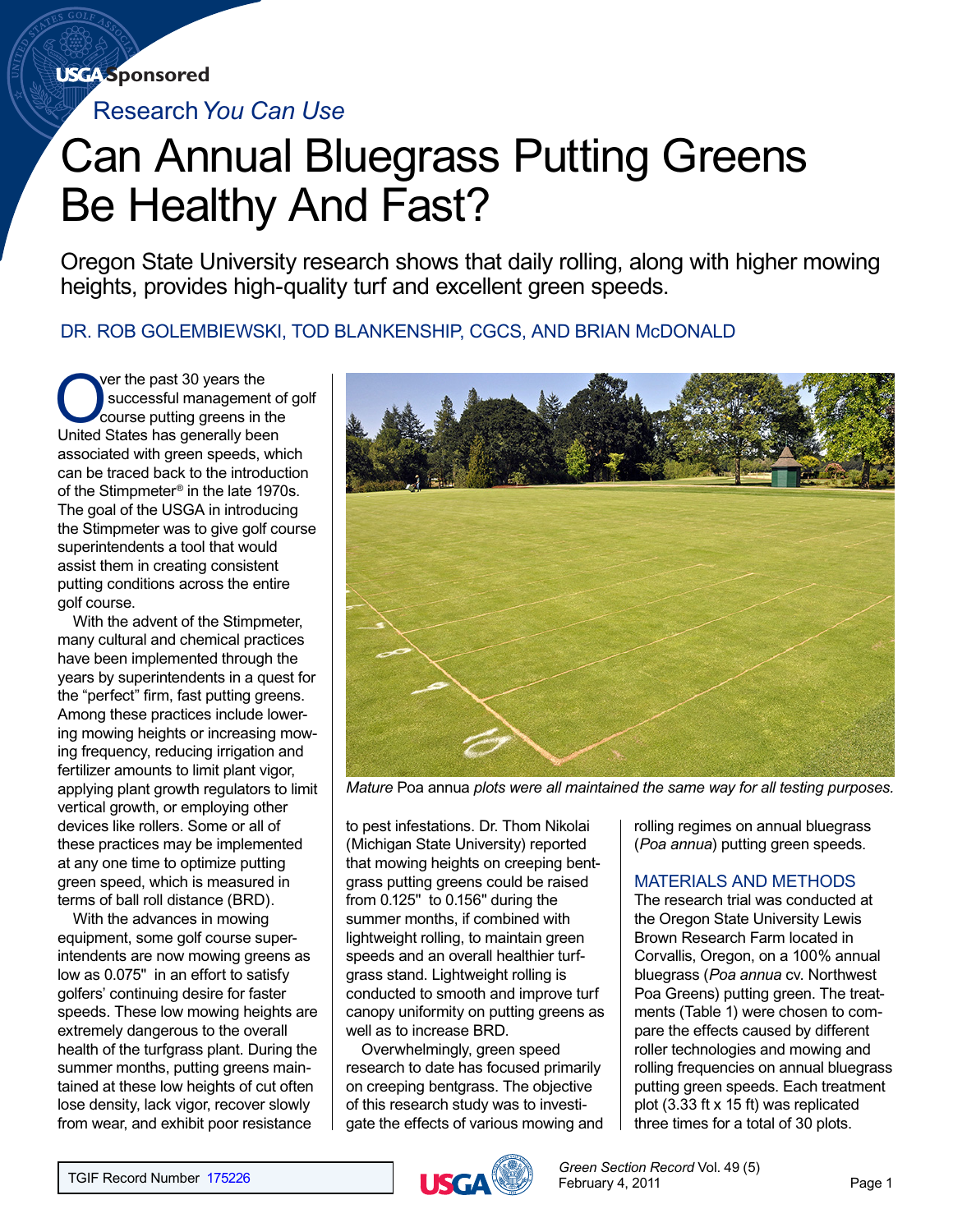USGA Sponsored

Research *You Can Use*

# Can Annual Bluegrass Putting Greens Be Healthy And Fast?

Oregon State University research shows that daily rolling, along with higher mowing heights, provides high-quality turf and excellent green speeds.

DR. ROB GOLEMBIEWSKI, TOD BLANKENSHIP, CGCS, AND BRIAN McDONALD

Over the past 30 years the successful management of golf course putting greens in the United States has generally been associated with green speeds, which can be traced back to the introduction of the Stimpmeter® in the late 1970s. The goal of the USGA in introducing the Stimpmeter was to give golf course superintendents a tool that would assist them in creating consistent putting conditions across the entire golf course.

With the advent of the Stimpmeter, many cultural and chemical practices have been implemented through the years by superintendents in a quest for the "perfect" firm, fast putting greens. Among these practices include lowering mowing heights or increasing mowing frequency, reducing irrigation and fertilizer amounts to limit plant vigor, applying plant growth regulators to limit vertical growth, or employing other devices like rollers. Some or all of these practices may be implemented at any one time to optimize putting green speed, which is measured in terms of ball roll distance (BRD).

With the advances in mowing equipment, some golf course superintendents are now mowing greens as low as 0.075" in an effort to satisfy golfers' continuing desire for faster speeds. These low mowing heights are extremely dangerous to the overall health of the turfgrass plant. During the summer months, putting greens maintained at these low heights of cut often lose density, lack vigor, recover slowly from wear, and exhibit poor resistance to pest infestations. Dr. Thom Nikolai (Michigan State University) reported that mowing heights on creeping bentgrass putting greens could be raised from 0.125" to 0.156" during the summer months, if combined with lightweight rolling, to maintain green speeds and an overall healthier turfgrass stand. Lightweight rolling is conducted to smooth and improve turf canopy uniformity on putting greens as well as to increase BRD.

*Mature* Poa annua *plots were all maintained the same way for all testing purposes.*

Overwhelmingly, green speed research to date has focused primarily on creeping bentgrass. The objective of this research study was to investigate the effects of various mowing and rolling regimes on annual bluegrass (*Poa annua*) putting green speeds.

## MATERIALS AND METHODS

The research trial was conducted at the Oregon State University Lewis Brown Research Farm located in Corvallis, Oregon, on a 100% annual bluegrass (*Poa annua* cv. Northwest Poa Greens) putting green. The treatments (Table 1) were chosen to compare the effects caused by different roller technologies and mowing and rolling frequencies on annual bluegrass putting green speeds. Each treatment plot (3.33 ft x 15 ft) was replicated three times for a total of 30 plots.

TGIF Record Number 175226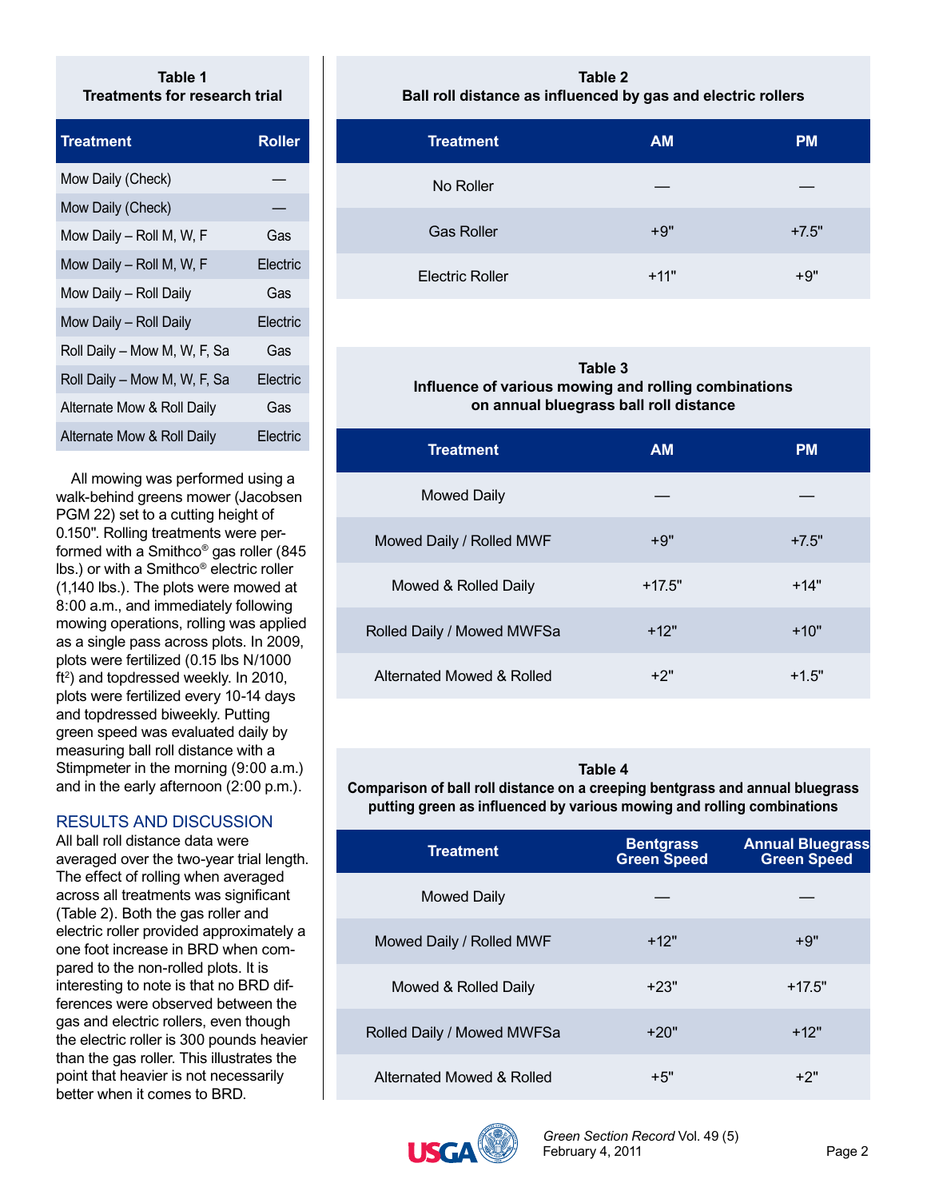**Table 1**
**Treatments for research trial**

| Treatment | Roller |
|---|---|
| Mow Daily (Check) | — |
| Mow Daily (Check) | — |
| Mow Daily – Roll M, W, F | Gas |
| Mow Daily – Roll M, W, F | Electric |
| Mow Daily – Roll Daily | Gas |
| Mow Daily – Roll Daily | Electric |
| Roll Daily – Mow M, W, F, Sa | Gas |
| Roll Daily – Mow M, W, F, Sa | Electric |
| Alternate Mow & Roll Daily | Gas |
| Alternate Mow & Roll Daily | Electric |

All mowing was performed using a walk-behind greens mower (Jacobsen PGM 22) set to a cutting height of 0.150". Rolling treatments were performed with a Smithco® gas roller (845 lbs.) or with a Smithco® electric roller (1,140 lbs.). The plots were mowed at 8:00 a.m., and immediately following mowing operations, rolling was applied as a single pass across plots. In 2009, plots were fertilized (0.15 lbs N/1000 $ft^2$) and topdressed weekly. In 2010, plots were fertilized every 10-14 days and topdressed biweekly. Putting green speed was evaluated daily by measuring ball roll distance with a Stimpmeter in the morning (9:00 a.m.) and in the early afternoon (2:00 p.m.).

## RESULTS AND DISCUSSION

All ball roll distance data were averaged over the two-year trial length. The effect of rolling when averaged across all treatments was significant (Table 2). Both the gas roller and electric roller provided approximately a one foot increase in BRD when compared to the non-rolled plots. It is interesting to note is that no BRD differences were observed between the gas and electric rollers, even though the electric roller is 300 pounds heavier than the gas roller. This illustrates the point that heavier is not necessarily better when it comes to BRD.

**Table 2**
**Ball roll distance as influenced by gas and electric rollers**

| Treatment | AM | PM |
|---|---|---|
| No Roller | — | — |
| Gas Roller | +9" | +7.5" |
| Electric Roller | +11" | +9" |

**Table 3**
**Influence of various mowing and rolling combinations on annual bluegrass ball roll distance**

| Treatment | AM | PM |
|---|---|---|
| Mowed Daily | — | — |
| Mowed Daily / Rolled MWF | +9" | +7.5" |
| Mowed & Rolled Daily | +17.5" | +14" |
| Rolled Daily / Mowed MWFSa | +12" | +10" |
| Alternated Mowed & Rolled | +2" | +1.5" |

**Table 4**
**Comparison of ball roll distance on a creeping bentgrass and annual bluegrass putting green as influenced by various mowing and rolling combinations**

| Treatment | Bentgrass Green Speed | Annual Bluegrass Green Speed |
|---|---|---|
| Mowed Daily | — | — |
| Mowed Daily / Rolled MWF | +12" | +9" |
| Mowed & Rolled Daily | +23" | +17.5" |
| Rolled Daily / Mowed MWFSa | +20" | +12" |
| Alternated Mowed & Rolled | +5" | +2" |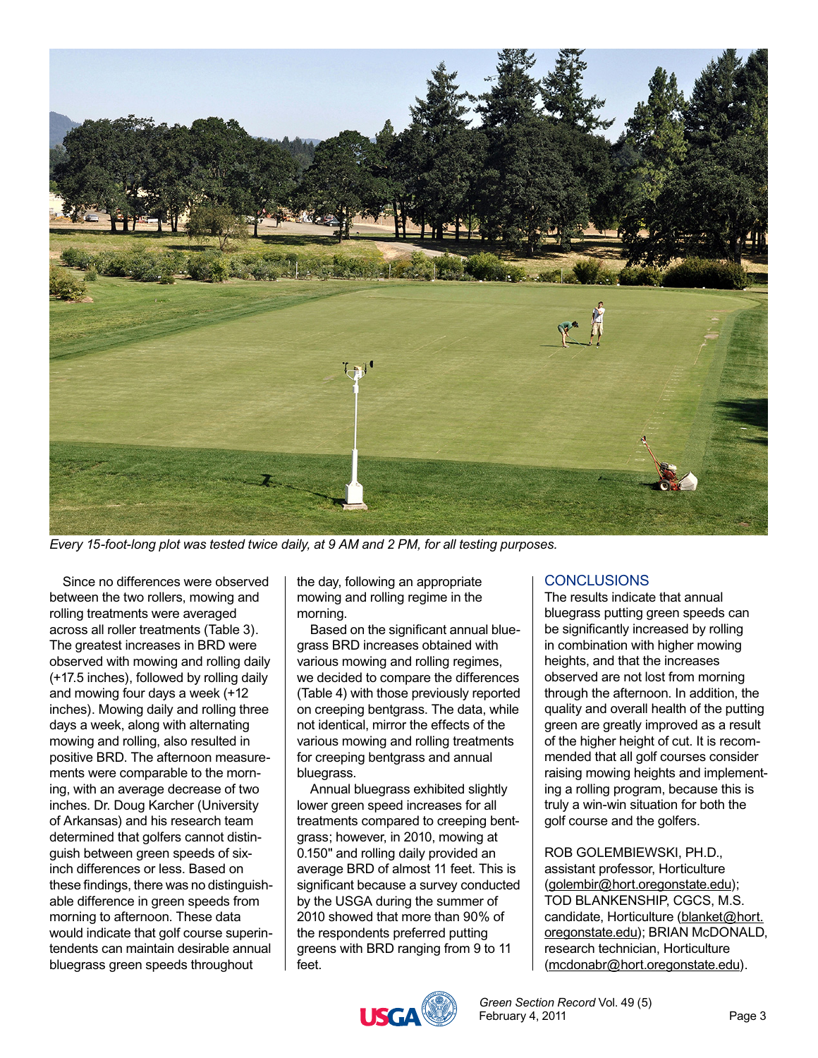*Every 15-foot-long plot was tested twice daily, at 9 AM and 2 PM, for all testing purposes.*

Since no differences were observed between the two rollers, mowing and rolling treatments were averaged across all roller treatments (Table 3). The greatest increases in BRD were observed with mowing and rolling daily (+17.5 inches), followed by rolling daily and mowing four days a week (+12 inches). Mowing daily and rolling three days a week, along with alternating mowing and rolling, also resulted in positive BRD. The afternoon measurements were comparable to the morning, with an average decrease of two inches. Dr. Doug Karcher (University of Arkansas) and his research team determined that golfers cannot distinguish between green speeds of six-inch differences or less. Based on these findings, there was no distinguishable difference in green speeds from morning to afternoon. These data would indicate that golf course superintendents can maintain desirable annual bluegrass green speeds throughout the day, following an appropriate mowing and rolling regime in the morning.

Based on the significant annual bluegrass BRD increases obtained with various mowing and rolling regimes, we decided to compare the differences (Table 4) with those previously reported on creeping bentgrass. The data, while not identical, mirror the effects of the various mowing and rolling treatments for creeping bentgrass and annual bluegrass.

Annual bluegrass exhibited slightly lower green speed increases for all treatments compared to creeping bentgrass; however, in 2010, mowing at 0.150" and rolling daily provided an average BRD of almost 11 feet. This is significant because a survey conducted by the USGA during the summer of 2010 showed that more than 90% of the respondents preferred putting greens with BRD ranging from 9 to 11 feet.

## CONCLUSIONS

The results indicate that annual bluegrass putting green speeds can be significantly increased by rolling in combination with higher mowing heights, and that the increases observed are not lost from morning through the afternoon. In addition, the quality and overall health of the putting green are greatly improved as a result of the higher height of cut. It is recommended that all golf courses consider raising mowing heights and implementing a rolling program, because this is truly a win-win situation for both the golf course and the golfers.

ROB GOLEMBIEWSKI, PH.D., assistant professor, Horticulture (golembir@hort.oregonstate.edu); TOD BLANKENSHIP, CGCS, M.S. candidate, Horticulture (blanket@hort.oregonstate.edu); BRIAN McDONALD, research technician, Horticulture (mcdonabr@hort.oregonstate.edu).